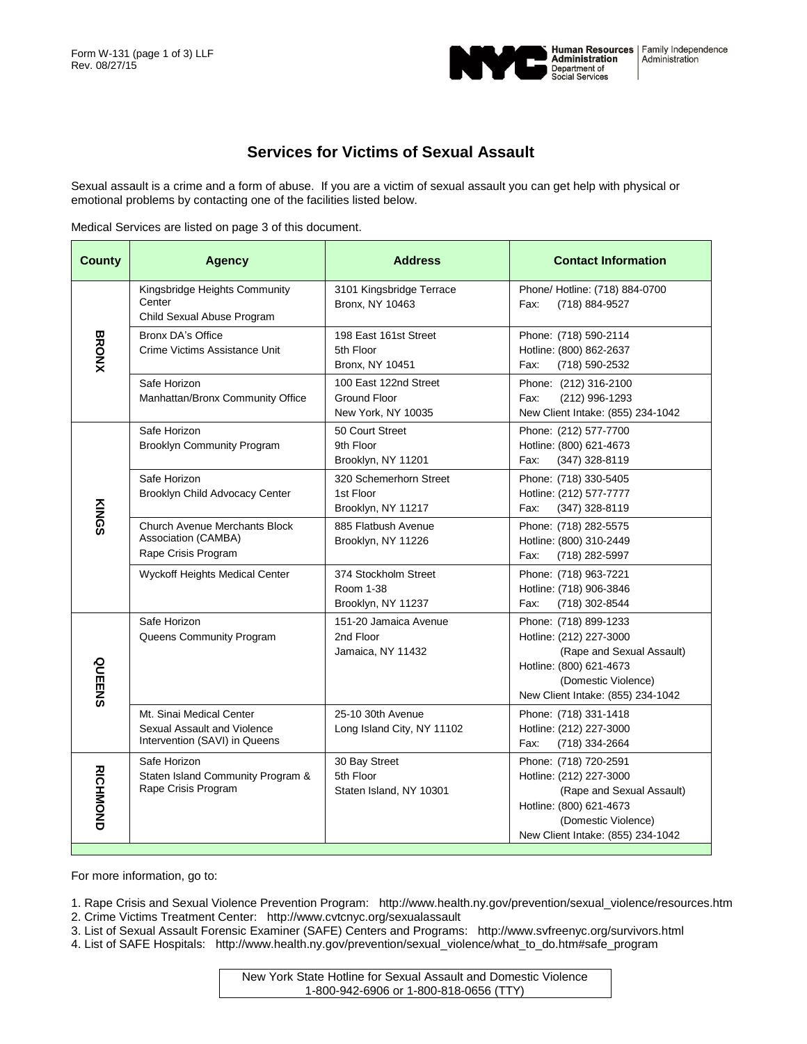Form W-131 (page 1 of 3) LLF
Rev. 08/27/15

NYC Human Resources Administration Department of Social Services | Family Independence Administration

# Services for Victims of Sexual Assault

Sexual assault is a crime and a form of abuse. If you are a victim of sexual assault you can get help with physical or emotional problems by contacting one of the facilities listed below.

Medical Services are listed on page 3 of this document.

| County | Agency | Address | Contact Information |
|---|---|---|---|
| BRONX | Kingsbridge Heights Community Center<br>Child Sexual Abuse Program | 3101 Kingsbridge Terrace<br>Bronx, NY 10463 | Phone/ Hotline: (718) 884-0700<br>Fax: (718) 884-9527 |
| | Bronx DA's Office<br>Crime Victims Assistance Unit | 198 East 161st Street<br>5th Floor<br>Bronx, NY 10451 | Phone: (718) 590-2114<br>Hotline: (800) 862-2637<br>Fax: (718) 590-2532 |
| | Safe Horizon<br>Manhattan/Bronx Community Office | 100 East 122nd Street<br>Ground Floor<br>New York, NY 10035 | Phone: (212) 316-2100<br>Fax: (212) 996-1293<br>New Client Intake: (855) 234-1042 |
| KINGS | Safe Horizon<br>Brooklyn Community Program | 50 Court Street<br>9th Floor<br>Brooklyn, NY 11201 | Phone: (212) 577-7700<br>Hotline: (800) 621-4673<br>Fax: (347) 328-8119 |
| | Safe Horizon<br>Brooklyn Child Advocacy Center | 320 Schemerhorn Street<br>1st Floor<br>Brooklyn, NY 11217 | Phone: (718) 330-5405<br>Hotline: (212) 577-7777<br>Fax: (347) 328-8119 |
| | Church Avenue Merchants Block Association (CAMBA)<br>Rape Crisis Program | 885 Flatbush Avenue<br>Brooklyn, NY 11226 | Phone: (718) 282-5575<br>Hotline: (800) 310-2449<br>Fax: (718) 282-5997 |
| | Wyckoff Heights Medical Center | 374 Stockholm Street<br>Room 1-38<br>Brooklyn, NY 11237 | Phone: (718) 963-7221<br>Hotline: (718) 906-3846<br>Fax: (718) 302-8544 |
| QUEENS | Safe Horizon<br>Queens Community Program | 151-20 Jamaica Avenue<br>2nd Floor<br>Jamaica, NY 11432 | Phone: (718) 899-1233<br>Hotline: (212) 227-3000 (Rape and Sexual Assault)<br>Hotline: (800) 621-4673 (Domestic Violence)<br>New Client Intake: (855) 234-1042 |
| | Mt. Sinai Medical Center<br>Sexual Assault and Violence Intervention (SAVI) in Queens | 25-10 30th Avenue<br>Long Island City, NY 11102 | Phone: (718) 331-1418<br>Hotline: (212) 227-3000<br>Fax: (718) 334-2664 |
| RICHMOND | Safe Horizon<br>Staten Island Community Program & Rape Crisis Program | 30 Bay Street<br>5th Floor<br>Staten Island, NY 10301 | Phone: (718) 720-2591<br>Hotline: (212) 227-3000 (Rape and Sexual Assault)<br>Hotline: (800) 621-4673 (Domestic Violence)<br>New Client Intake: (855) 234-1042 |

For more information, go to:

1. Rape Crisis and Sexual Violence Prevention Program: http://www.health.ny.gov/prevention/sexual_violence/resources.htm
2. Crime Victims Treatment Center: http://www.cvtcnyc.org/sexualassault
3. List of Sexual Assault Forensic Examiner (SAFE) Centers and Programs: http://www.svfreenyc.org/survivors.html
4. List of SAFE Hospitals: http://www.health.ny.gov/prevention/sexual_violence/what_to_do.htm#safe_program

New York State Hotline for Sexual Assault and Domestic Violence
1-800-942-6906 or 1-800-818-0656 (TTY)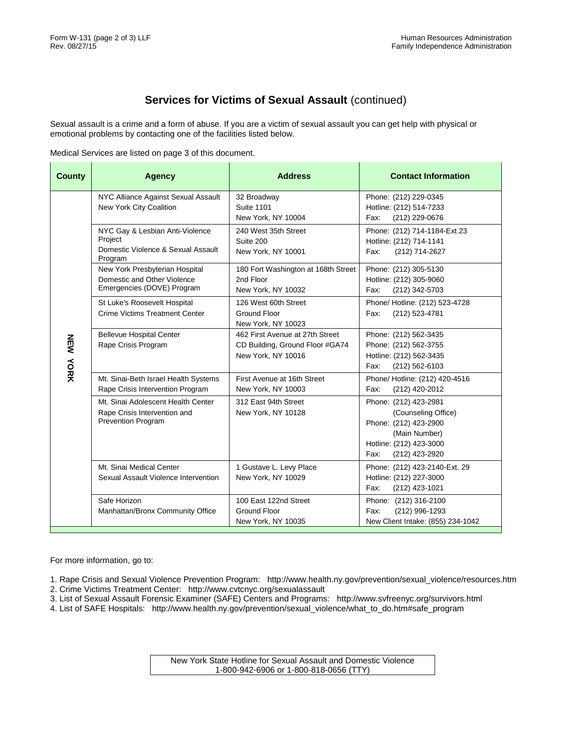## **Services for Victims of Sexual Assault** (continued)

Sexual assault is a crime and a form of abuse. If you are a victim of sexual assault you can get help with physical or emotional problems by contacting one of the facilities listed below.

Medical Services are listed on page 3 of this document.

| County | Agency | Address | Contact Information |
|---|---|---|---|
| NEW YORK | NYC Alliance Against Sexual Assault<br>New York City Coalition | 32 Broadway<br>Suite 1101<br>New York, NY 10004 | Phone: (212) 229-0345<br>Hotline: (212) 514-7233<br>Fax: (212) 229-0676 |
| | NYC Gay & Lesbian Anti-Violence Project<br>Domestic Violence & Sexual Assault Program | 240 West 35th Street<br>Suite 200<br>New York, NY 10001 | Phone: (212) 714-1184-Ext.23<br>Hotline: (212) 714-1141<br>Fax: (212) 714-2627 |
| | New York Presbyterian Hospital<br>Domestic and Other Violence Emergencies (DOVE) Program | 180 Fort Washington at 168th Street<br>2nd Floor<br>New York, NY 10032 | Phone: (212) 305-5130<br>Hotline: (212) 305-9060<br>Fax: (212) 342-5703 |
| | St Luke's Roosevelt Hospital<br>Crime Victims Treatment Center | 126 West 60th Street<br>Ground Floor<br>New York, NY 10023 | Phone/ Hotline: (212) 523-4728<br>Fax: (212) 523-4781 |
| | Bellevue Hospital Center<br>Rape Crisis Program | 462 First Avenue at 27th Street<br>CD Building, Ground Floor #GA74<br>New York, NY 10016 | Phone: (212) 562-3435<br>Phone: (212) 562-3755<br>Hotline: (212) 562-3435<br>Fax: (212) 562-6103 |
| | Mt. Sinai-Beth Israel Health Systems<br>Rape Crisis Intervention Program | First Avenue at 16th Street<br>New York, NY 10003 | Phone/ Hotline: (212) 420-4516<br>Fax: (212) 420-2012 |
| | Mt. Sinai Adolescent Health Center<br>Rape Crisis Intervention and Prevention Program | 312 East 94th Street<br>New York, NY 10128 | Phone: (212) 423-2981 (Counseling Office)<br>Phone: (212) 423-2900 (Main Number)<br>Hotline: (212) 423-3000<br>Fax: (212) 423-2920 |
| | Mt. Sinai Medical Center<br>Sexual Assault Violence Intervention | 1 Gustave L. Levy Place<br>New York, NY 10029 | Phone: (212) 423-2140-Ext. 29<br>Hotline: (212) 227-3000<br>Fax: (212) 423-1021 |
| | Safe Horizon<br>Manhattan/Bronx Community Office | 100 East 122nd Street<br>Ground Floor<br>New York, NY 10035 | Phone: (212) 316-2100<br>Fax: (212) 996-1293<br>New Client Intake: (855) 234-1042 |

For more information, go to:

1. Rape Crisis and Sexual Violence Prevention Program: http://www.health.ny.gov/prevention/sexual_violence/resources.htm
2. Crime Victims Treatment Center: http://www.cvtcnyc.org/sexualassault
3. List of Sexual Assault Forensic Examiner (SAFE) Centers and Programs: http://www.svfreenyc.org/survivors.html
4. List of SAFE Hospitals: http://www.health.ny.gov/prevention/sexual_violence/what_to_do.htm#safe_program

New York State Hotline for Sexual Assault and Domestic Violence
1-800-942-6906 or 1-800-818-0656 (TTY)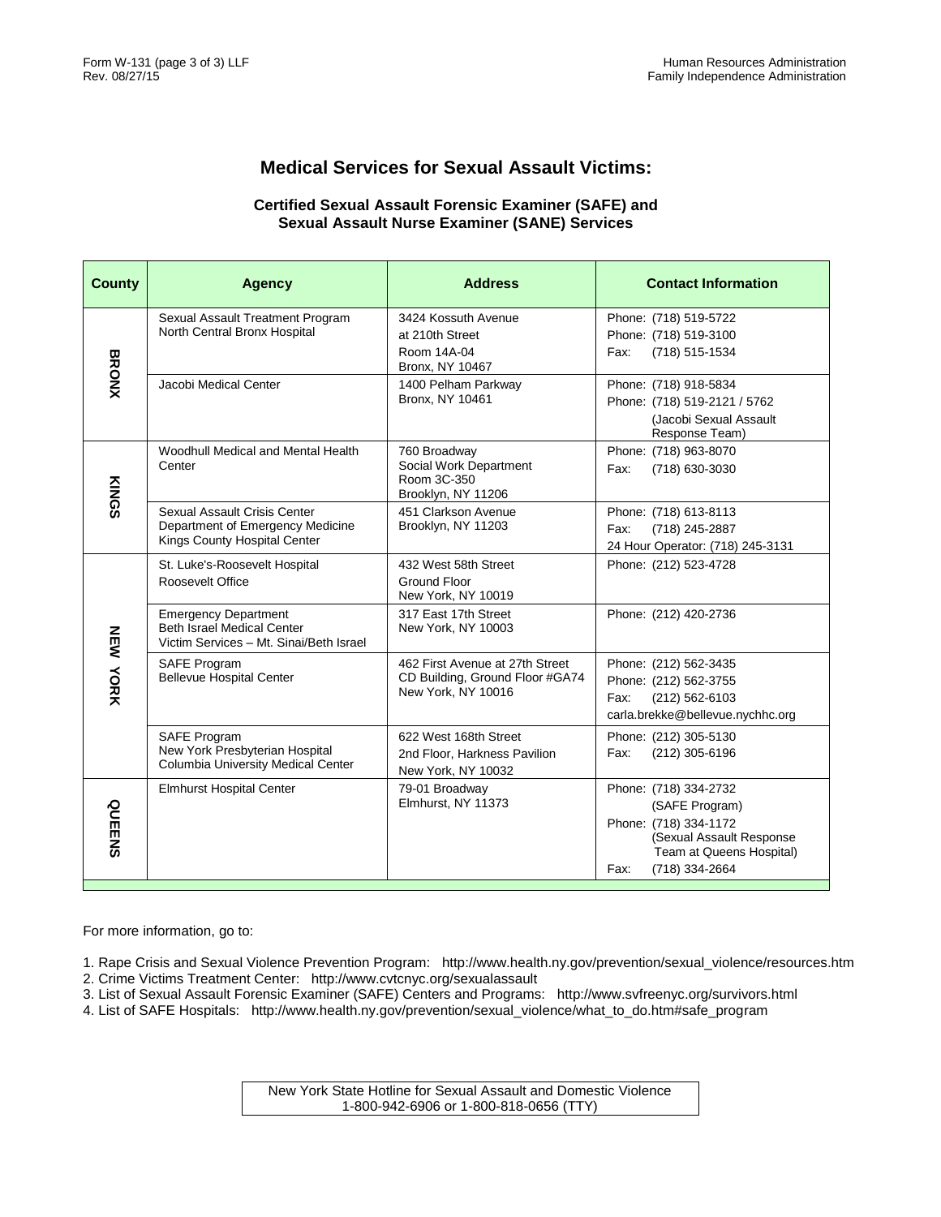# Medical Services for Sexual Assault Victims:

## Certified Sexual Assault Forensic Examiner (SAFE) and Sexual Assault Nurse Examiner (SANE) Services

| County | Agency | Address | Contact Information |
|---|---|---|---|
| BRONX | Sexual Assault Treatment Program<br>North Central Bronx Hospital | 3424 Kossuth Avenue<br>at 210th Street<br>Room 14A-04<br>Bronx, NY 10467 | Phone: (718) 519-5722<br>Phone: (718) 519-3100<br>Fax: (718) 515-1534 |
| | Jacobi Medical Center | 1400 Pelham Parkway<br>Bronx, NY 10461 | Phone: (718) 918-5834<br>Phone: (718) 519-2121 / 5762<br>(Jacobi Sexual Assault Response Team) |
| KINGS | Woodhull Medical and Mental Health Center | 760 Broadway<br>Social Work Department<br>Room 3C-350<br>Brooklyn, NY 11206 | Phone: (718) 963-8070<br>Fax: (718) 630-3030 |
| | Sexual Assault Crisis Center<br>Department of Emergency Medicine<br>Kings County Hospital Center | 451 Clarkson Avenue<br>Brooklyn, NY 11203 | Phone: (718) 613-8113<br>Fax: (718) 245-2887<br>24 Hour Operator: (718) 245-3131 |
| NEW YORK | St. Luke's-Roosevelt Hospital<br>Roosevelt Office | 432 West 58th Street<br>Ground Floor<br>New York, NY 10019 | Phone: (212) 523-4728 |
| | Emergency Department<br>Beth Israel Medical Center<br>Victim Services – Mt. Sinai/Beth Israel | 317 East 17th Street<br>New York, NY 10003 | Phone: (212) 420-2736 |
| | SAFE Program<br>Bellevue Hospital Center | 462 First Avenue at 27th Street<br>CD Building, Ground Floor #GA74<br>New York, NY 10016 | Phone: (212) 562-3435<br>Phone: (212) 562-3755<br>Fax: (212) 562-6103<br>carla.brekke@bellevue.nychhc.org |
| | SAFE Program<br>New York Presbyterian Hospital<br>Columbia University Medical Center | 622 West 168th Street<br>2nd Floor, Harkness Pavilion<br>New York, NY 10032 | Phone: (212) 305-5130<br>Fax: (212) 305-6196 |
| QUEENS | Elmhurst Hospital Center | 79-01 Broadway<br>Elmhurst, NY 11373 | Phone: (718) 334-2732<br>(SAFE Program)<br>Phone: (718) 334-1172<br>(Sexual Assault Response Team at Queens Hospital)<br>Fax: (718) 334-2664 |

For more information, go to:

1. Rape Crisis and Sexual Violence Prevention Program: http://www.health.ny.gov/prevention/sexual_violence/resources.htm
2. Crime Victims Treatment Center: http://www.cvtcnyc.org/sexualassault
3. List of Sexual Assault Forensic Examiner (SAFE) Centers and Programs: http://www.svfreenyc.org/survivors.html
4. List of SAFE Hospitals: http://www.health.ny.gov/prevention/sexual_violence/what_to_do.htm#safe_program

New York State Hotline for Sexual Assault and Domestic Violence
1-800-942-6906 or 1-800-818-0656 (TTY)